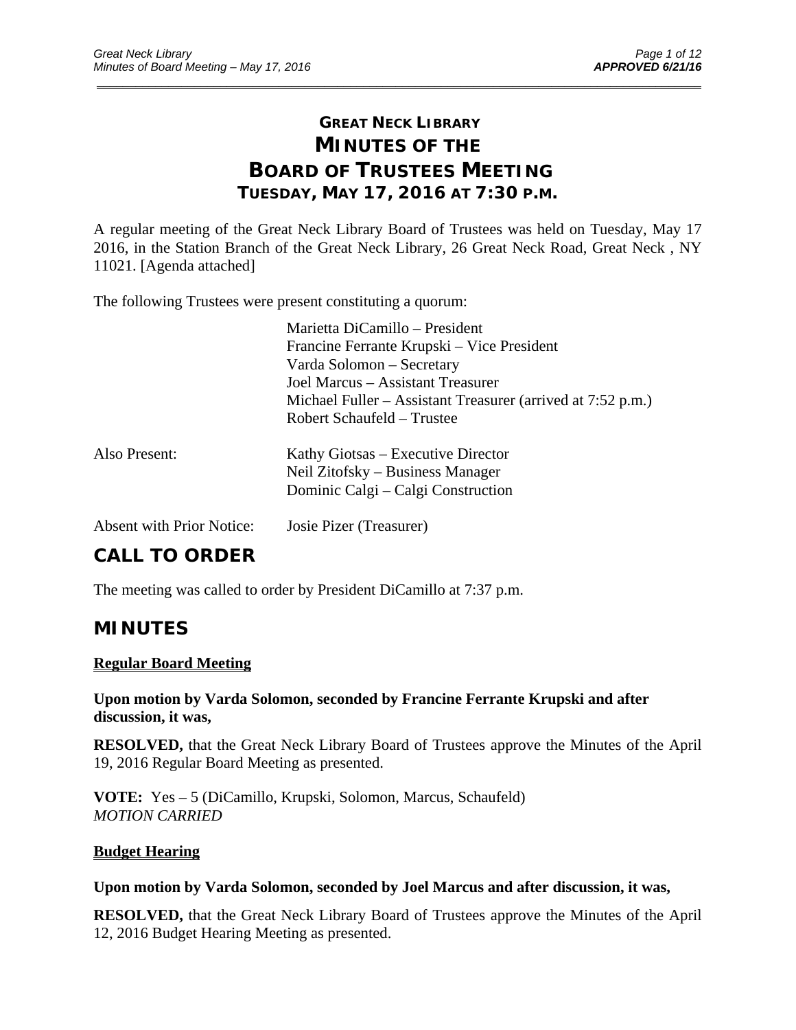# GREAT NECK LIBRARY
# MINUTES OF THE BOARD OF TRUSTEES MEETING
## TUESDAY, MAY 17, 2016 AT 7:30 P.M.

A regular meeting of the Great Neck Library Board of Trustees was held on Tuesday, May 17 2016, in the Station Branch of the Great Neck Library, 26 Great Neck Road, Great Neck , NY 11021. [Agenda attached]

The following Trustees were present constituting a quorum:

Marietta DiCamillo – President
Francine Ferrante Krupski – Vice President
Varda Solomon – Secretary
Joel Marcus – Assistant Treasurer
Michael Fuller – Assistant Treasurer (arrived at 7:52 p.m.)
Robert Schaufeld – Trustee

Also Present:

Kathy Giotsas – Executive Director
Neil Zitofsky – Business Manager
Dominic Calgi – Calgi Construction

Absent with Prior Notice: Josie Pizer (Treasurer)

## CALL TO ORDER

The meeting was called to order by President DiCamillo at 7:37 p.m.

## MINUTES

**Regular Board Meeting**

**Upon motion by Varda Solomon, seconded by Francine Ferrante Krupski and after discussion, it was,**

**RESOLVED,** that the Great Neck Library Board of Trustees approve the Minutes of the April 19, 2016 Regular Board Meeting as presented.

**VOTE:** Yes – 5 (DiCamillo, Krupski, Solomon, Marcus, Schaufeld)
*MOTION CARRIED*

**Budget Hearing**

**Upon motion by Varda Solomon, seconded by Joel Marcus and after discussion, it was,**

**RESOLVED,** that the Great Neck Library Board of Trustees approve the Minutes of the April 12, 2016 Budget Hearing Meeting as presented.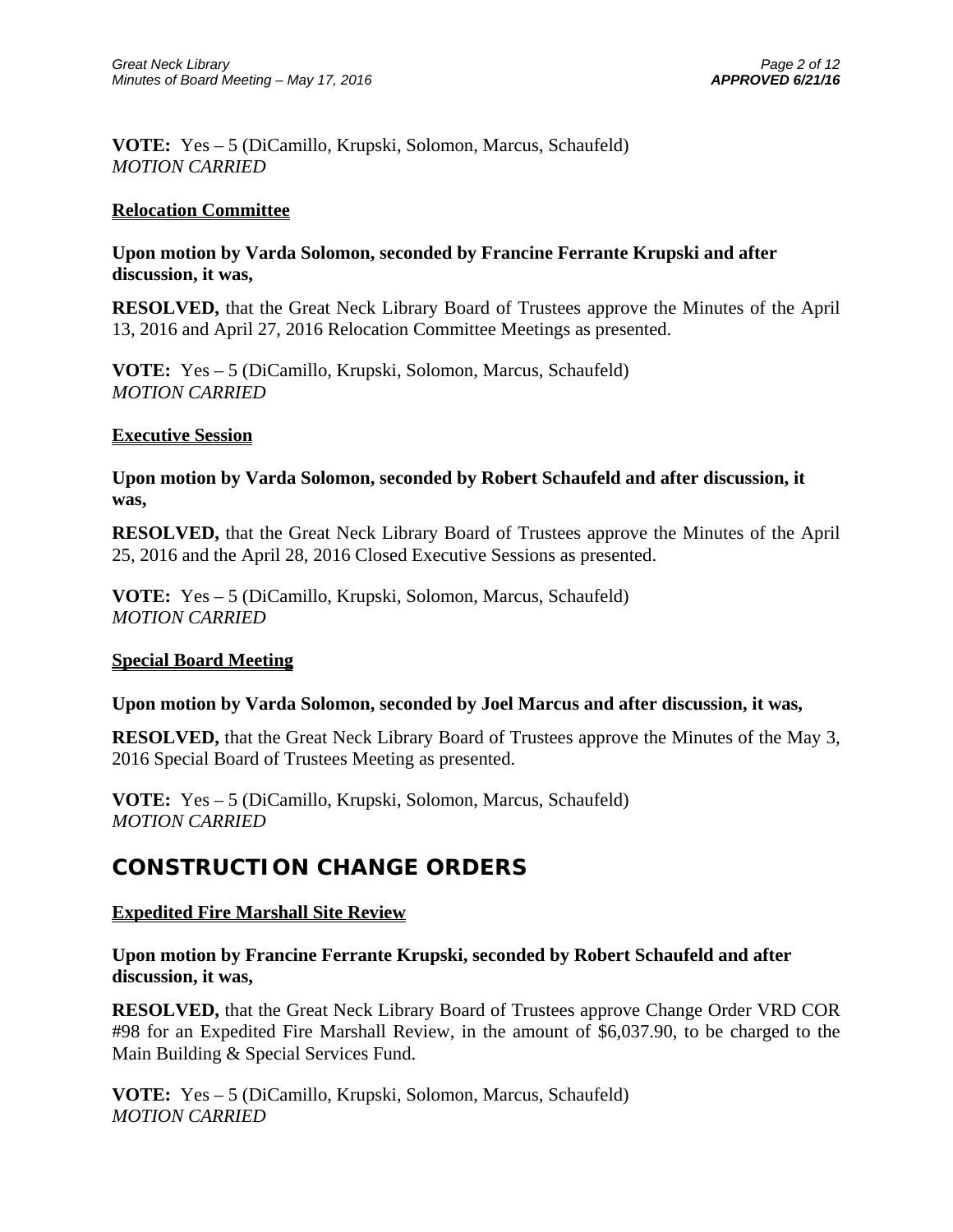**VOTE:** Yes – 5 (DiCamillo, Krupski, Solomon, Marcus, Schaufeld)
*MOTION CARRIED*

**Relocation Committee**

**Upon motion by Varda Solomon, seconded by Francine Ferrante Krupski and after discussion, it was,**

**RESOLVED,** that the Great Neck Library Board of Trustees approve the Minutes of the April 13, 2016 and April 27, 2016 Relocation Committee Meetings as presented.

**VOTE:** Yes – 5 (DiCamillo, Krupski, Solomon, Marcus, Schaufeld)
*MOTION CARRIED*

**Executive Session**

**Upon motion by Varda Solomon, seconded by Robert Schaufeld and after discussion, it was,**

**RESOLVED,** that the Great Neck Library Board of Trustees approve the Minutes of the April 25, 2016 and the April 28, 2016 Closed Executive Sessions as presented.

**VOTE:** Yes – 5 (DiCamillo, Krupski, Solomon, Marcus, Schaufeld)
*MOTION CARRIED*

**Special Board Meeting**

**Upon motion by Varda Solomon, seconded by Joel Marcus and after discussion, it was,**

**RESOLVED,** that the Great Neck Library Board of Trustees approve the Minutes of the May 3, 2016 Special Board of Trustees Meeting as presented.

**VOTE:** Yes – 5 (DiCamillo, Krupski, Solomon, Marcus, Schaufeld)
*MOTION CARRIED*

## CONSTRUCTION CHANGE ORDERS

**Expedited Fire Marshall Site Review**

**Upon motion by Francine Ferrante Krupski, seconded by Robert Schaufeld and after discussion, it was,**

**RESOLVED,** that the Great Neck Library Board of Trustees approve Change Order VRD COR #98 for an Expedited Fire Marshall Review, in the amount of $6,037.90, to be charged to the Main Building & Special Services Fund.

**VOTE:** Yes – 5 (DiCamillo, Krupski, Solomon, Marcus, Schaufeld)
*MOTION CARRIED*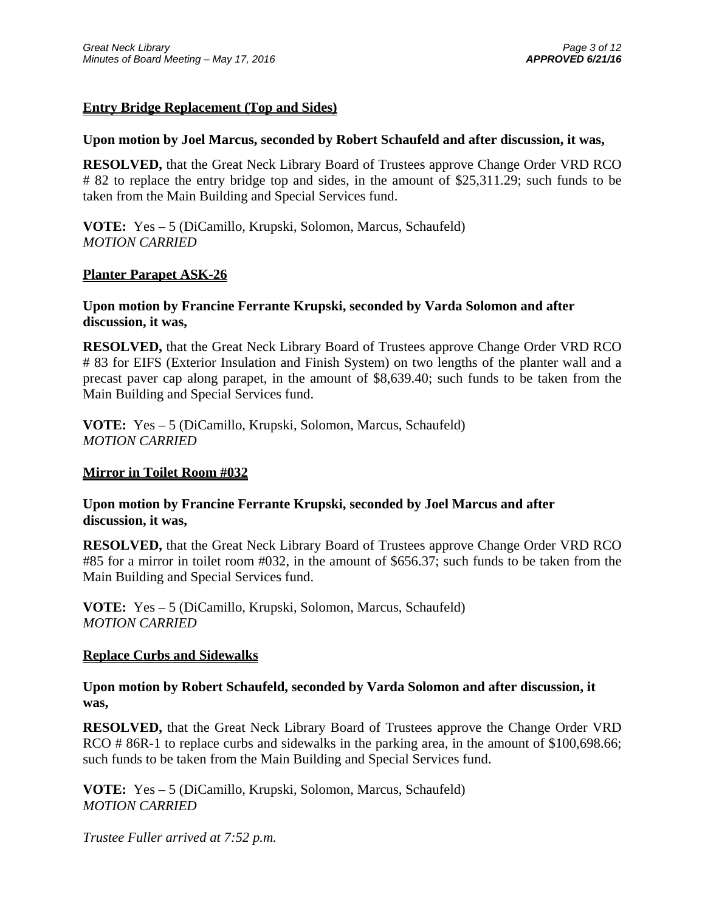**Entry Bridge Replacement (Top and Sides)**

**Upon motion by Joel Marcus, seconded by Robert Schaufeld and after discussion, it was,**

**RESOLVED,** that the Great Neck Library Board of Trustees approve Change Order VRD RCO # 82 to replace the entry bridge top and sides, in the amount of $25,311.29; such funds to be taken from the Main Building and Special Services fund.

**VOTE:** Yes – 5 (DiCamillo, Krupski, Solomon, Marcus, Schaufeld)
*MOTION CARRIED*

**Planter Parapet ASK-26**

**Upon motion by Francine Ferrante Krupski, seconded by Varda Solomon and after discussion, it was,**

**RESOLVED,** that the Great Neck Library Board of Trustees approve Change Order VRD RCO # 83 for EIFS (Exterior Insulation and Finish System) on two lengths of the planter wall and a precast paver cap along parapet, in the amount of $8,639.40; such funds to be taken from the Main Building and Special Services fund.

**VOTE:** Yes – 5 (DiCamillo, Krupski, Solomon, Marcus, Schaufeld)
*MOTION CARRIED*

**Mirror in Toilet Room #032**

**Upon motion by Francine Ferrante Krupski, seconded by Joel Marcus and after discussion, it was,**

**RESOLVED,** that the Great Neck Library Board of Trustees approve Change Order VRD RCO #85 for a mirror in toilet room #032, in the amount of $656.37; such funds to be taken from the Main Building and Special Services fund.

**VOTE:** Yes – 5 (DiCamillo, Krupski, Solomon, Marcus, Schaufeld)
*MOTION CARRIED*

**Replace Curbs and Sidewalks**

**Upon motion by Robert Schaufeld, seconded by Varda Solomon and after discussion, it was,**

**RESOLVED,** that the Great Neck Library Board of Trustees approve the Change Order VRD RCO # 86R-1 to replace curbs and sidewalks in the parking area, in the amount of $100,698.66; such funds to be taken from the Main Building and Special Services fund.

**VOTE:** Yes – 5 (DiCamillo, Krupski, Solomon, Marcus, Schaufeld)
*MOTION CARRIED*

*Trustee Fuller arrived at 7:52 p.m.*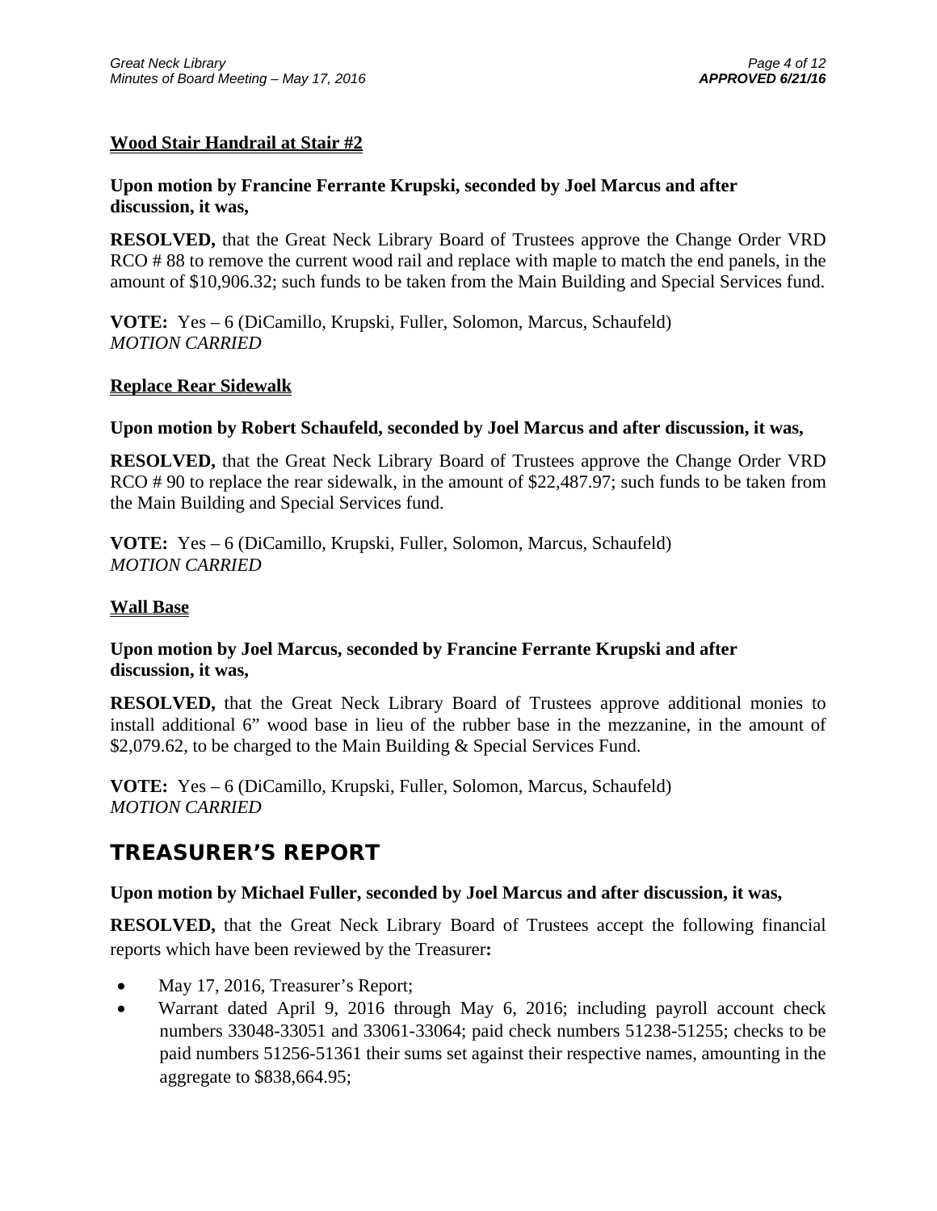#### **Wood Stair Handrail at Stair #2**

**Upon motion by Francine Ferrante Krupski, seconded by Joel Marcus and after discussion, it was,**

**RESOLVED,** that the Great Neck Library Board of Trustees approve the Change Order VRD RCO # 88 to remove the current wood rail and replace with maple to match the end panels, in the amount of $10,906.32; such funds to be taken from the Main Building and Special Services fund.

**VOTE:** Yes – 6 (DiCamillo, Krupski, Fuller, Solomon, Marcus, Schaufeld)
*MOTION CARRIED*

#### **Replace Rear Sidewalk**

**Upon motion by Robert Schaufeld, seconded by Joel Marcus and after discussion, it was,**

**RESOLVED,** that the Great Neck Library Board of Trustees approve the Change Order VRD RCO # 90 to replace the rear sidewalk, in the amount of $22,487.97; such funds to be taken from the Main Building and Special Services fund.

**VOTE:** Yes – 6 (DiCamillo, Krupski, Fuller, Solomon, Marcus, Schaufeld)
*MOTION CARRIED*

#### **Wall Base**

**Upon motion by Joel Marcus, seconded by Francine Ferrante Krupski and after discussion, it was,**

**RESOLVED,** that the Great Neck Library Board of Trustees approve additional monies to install additional 6" wood base in lieu of the rubber base in the mezzanine, in the amount of $2,079.62, to be charged to the Main Building & Special Services Fund.

**VOTE:** Yes – 6 (DiCamillo, Krupski, Fuller, Solomon, Marcus, Schaufeld)
*MOTION CARRIED*

## **TREASURER'S REPORT**

**Upon motion by Michael Fuller, seconded by Joel Marcus and after discussion, it was,**

**RESOLVED,** that the Great Neck Library Board of Trustees accept the following financial reports which have been reviewed by the Treasurer**:**

- May 17, 2016, Treasurer's Report;
- Warrant dated April 9, 2016 through May 6, 2016; including payroll account check numbers 33048-33051 and 33061-33064; paid check numbers 51238-51255; checks to be paid numbers 51256-51361 their sums set against their respective names, amounting in the aggregate to $838,664.95;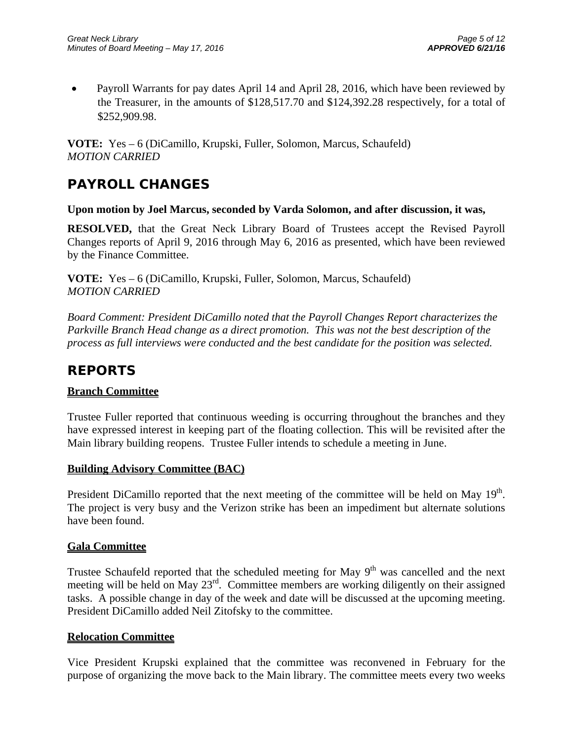- Payroll Warrants for pay dates April 14 and April 28, 2016, which have been reviewed by the Treasurer, in the amounts of $128,517.70 and $124,392.28 respectively, for a total of $252,909.98.

**VOTE:** Yes – 6 (DiCamillo, Krupski, Fuller, Solomon, Marcus, Schaufeld)
*MOTION CARRIED*

# PAYROLL CHANGES

**Upon motion by Joel Marcus, seconded by Varda Solomon, and after discussion, it was,**

**RESOLVED,** that the Great Neck Library Board of Trustees accept the Revised Payroll Changes reports of April 9, 2016 through May 6, 2016 as presented, which have been reviewed by the Finance Committee.

**VOTE:** Yes – 6 (DiCamillo, Krupski, Fuller, Solomon, Marcus, Schaufeld)
*MOTION CARRIED*

*Board Comment: President DiCamillo noted that the Payroll Changes Report characterizes the Parkville Branch Head change as a direct promotion. This was not the best description of the process as full interviews were conducted and the best candidate for the position was selected.*

# REPORTS

## Branch Committee

Trustee Fuller reported that continuous weeding is occurring throughout the branches and they have expressed interest in keeping part of the floating collection. This will be revisited after the Main library building reopens. Trustee Fuller intends to schedule a meeting in June.

## Building Advisory Committee (BAC)

President DiCamillo reported that the next meeting of the committee will be held on May 19th. The project is very busy and the Verizon strike has been an impediment but alternate solutions have been found.

## Gala Committee

Trustee Schaufeld reported that the scheduled meeting for May 9th was cancelled and the next meeting will be held on May 23rd. Committee members are working diligently on their assigned tasks. A possible change in day of the week and date will be discussed at the upcoming meeting. President DiCamillo added Neil Zitofsky to the committee.

## Relocation Committee

Vice President Krupski explained that the committee was reconvened in February for the purpose of organizing the move back to the Main library. The committee meets every two weeks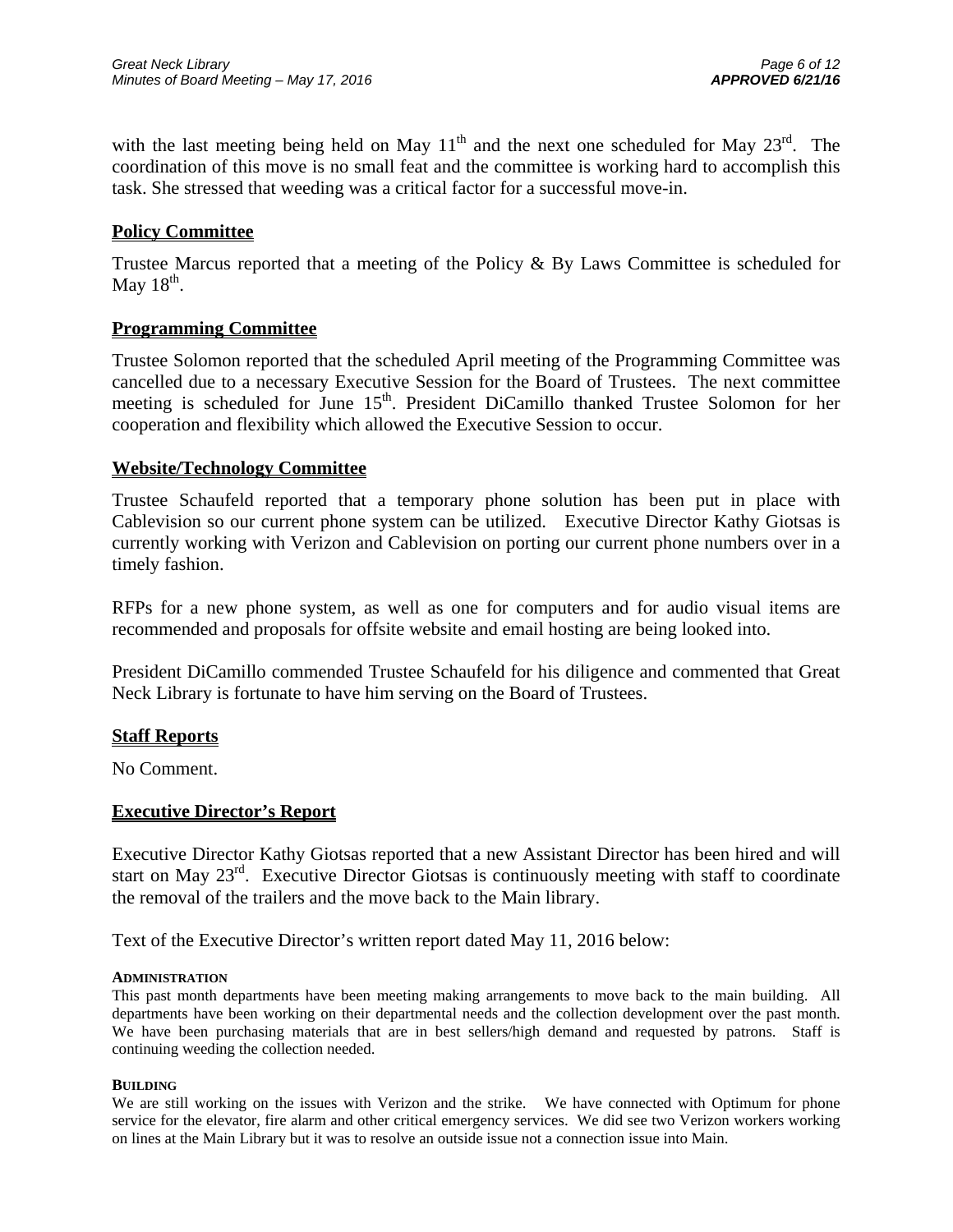with the last meeting being held on May 11th and the next one scheduled for May 23rd. The coordination of this move is no small feat and the committee is working hard to accomplish this task. She stressed that weeding was a critical factor for a successful move-in.

## Policy Committee

Trustee Marcus reported that a meeting of the Policy & By Laws Committee is scheduled for May 18th.

## Programming Committee

Trustee Solomon reported that the scheduled April meeting of the Programming Committee was cancelled due to a necessary Executive Session for the Board of Trustees. The next committee meeting is scheduled for June 15th. President DiCamillo thanked Trustee Solomon for her cooperation and flexibility which allowed the Executive Session to occur.

## Website/Technology Committee

Trustee Schaufeld reported that a temporary phone solution has been put in place with Cablevision so our current phone system can be utilized. Executive Director Kathy Giotsas is currently working with Verizon and Cablevision on porting our current phone numbers over in a timely fashion.

RFPs for a new phone system, as well as one for computers and for audio visual items are recommended and proposals for offsite website and email hosting are being looked into.

President DiCamillo commended Trustee Schaufeld for his diligence and commented that Great Neck Library is fortunate to have him serving on the Board of Trustees.

## Staff Reports

No Comment.

## Executive Director's Report

Executive Director Kathy Giotsas reported that a new Assistant Director has been hired and will start on May 23rd. Executive Director Giotsas is continuously meeting with staff to coordinate the removal of the trailers and the move back to the Main library.

Text of the Executive Director's written report dated May 11, 2016 below:

**ADMINISTRATION**

This past month departments have been meeting making arrangements to move back to the main building. All departments have been working on their departmental needs and the collection development over the past month. We have been purchasing materials that are in best sellers/high demand and requested by patrons. Staff is continuing weeding the collection needed.

**BUILDING**

We are still working on the issues with Verizon and the strike. We have connected with Optimum for phone service for the elevator, fire alarm and other critical emergency services. We did see two Verizon workers working on lines at the Main Library but it was to resolve an outside issue not a connection issue into Main.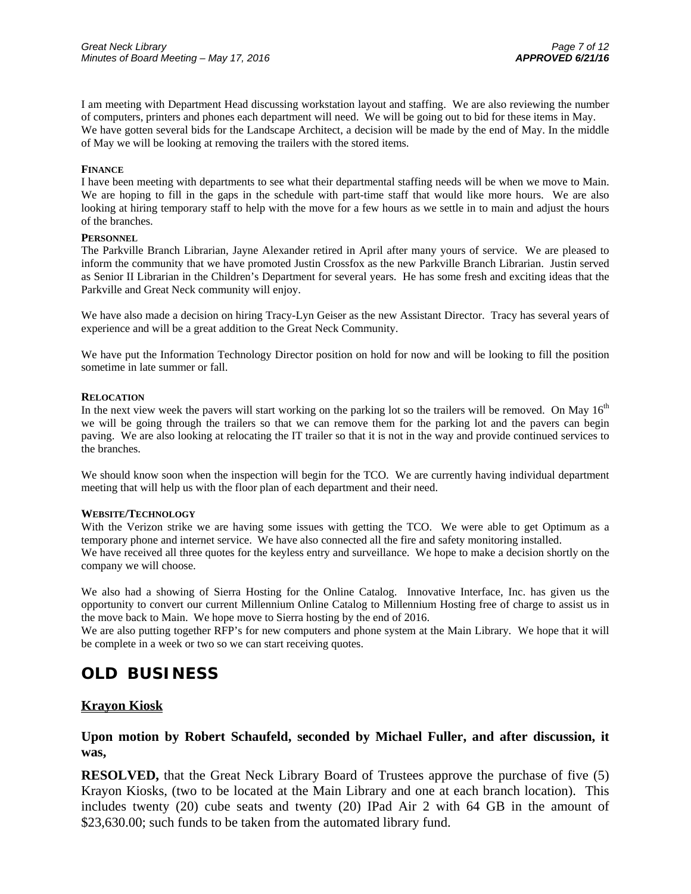I am meeting with Department Head discussing workstation layout and staffing. We are also reviewing the number of computers, printers and phones each department will need. We will be going out to bid for these items in May. We have gotten several bids for the Landscape Architect, a decision will be made by the end of May. In the middle of May we will be looking at removing the trailers with the stored items.

**FINANCE**

I have been meeting with departments to see what their departmental staffing needs will be when we move to Main. We are hoping to fill in the gaps in the schedule with part-time staff that would like more hours. We are also looking at hiring temporary staff to help with the move for a few hours as we settle in to main and adjust the hours of the branches.

**PERSONNEL**

The Parkville Branch Librarian, Jayne Alexander retired in April after many yours of service. We are pleased to inform the community that we have promoted Justin Crossfox as the new Parkville Branch Librarian. Justin served as Senior II Librarian in the Children's Department for several years. He has some fresh and exciting ideas that the Parkville and Great Neck community will enjoy.

We have also made a decision on hiring Tracy-Lyn Geiser as the new Assistant Director. Tracy has several years of experience and will be a great addition to the Great Neck Community.

We have put the Information Technology Director position on hold for now and will be looking to fill the position sometime in late summer or fall.

**RELOCATION**

In the next view week the pavers will start working on the parking lot so the trailers will be removed. On May 16th we will be going through the trailers so that we can remove them for the parking lot and the pavers can begin paving. We are also looking at relocating the IT trailer so that it is not in the way and provide continued services to the branches.

We should know soon when the inspection will begin for the TCO. We are currently having individual department meeting that will help us with the floor plan of each department and their need.

**WEBSITE/TECHNOLOGY**

With the Verizon strike we are having some issues with getting the TCO. We were able to get Optimum as a temporary phone and internet service. We have also connected all the fire and safety monitoring installed.
We have received all three quotes for the keyless entry and surveillance. We hope to make a decision shortly on the company we will choose.

We also had a showing of Sierra Hosting for the Online Catalog. Innovative Interface, Inc. has given us the opportunity to convert our current Millennium Online Catalog to Millennium Hosting free of charge to assist us in the move back to Main. We hope move to Sierra hosting by the end of 2016.
We are also putting together RFP's for new computers and phone system at the Main Library. We hope that it will be complete in a week or two so we can start receiving quotes.

# OLD BUSINESS

## Krayon Kiosk

**Upon motion by Robert Schaufeld, seconded by Michael Fuller, and after discussion, it was,**

**RESOLVED,** that the Great Neck Library Board of Trustees approve the purchase of five (5) Krayon Kiosks, (two to be located at the Main Library and one at each branch location). This includes twenty (20) cube seats and twenty (20) IPad Air 2 with 64 GB in the amount of $23,630.00; such funds to be taken from the automated library fund.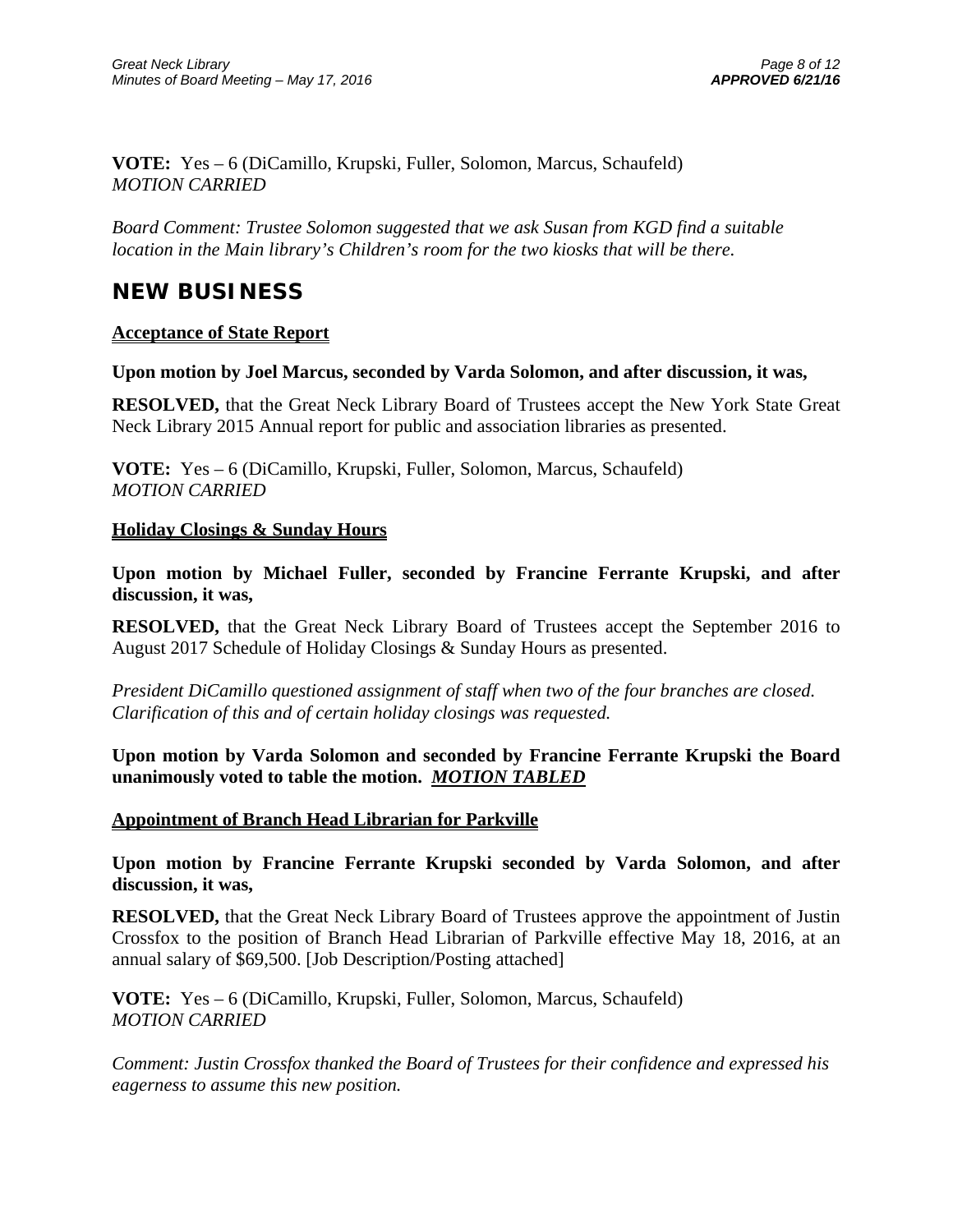**VOTE:** Yes – 6 (DiCamillo, Krupski, Fuller, Solomon, Marcus, Schaufeld)
*MOTION CARRIED*

*Board Comment: Trustee Solomon suggested that we ask Susan from KGD find a suitable location in the Main library's Children's room for the two kiosks that will be there.*

## NEW BUSINESS

### Acceptance of State Report

**Upon motion by Joel Marcus, seconded by Varda Solomon, and after discussion, it was,**

**RESOLVED,** that the Great Neck Library Board of Trustees accept the New York State Great Neck Library 2015 Annual report for public and association libraries as presented.

**VOTE:** Yes – 6 (DiCamillo, Krupski, Fuller, Solomon, Marcus, Schaufeld)
*MOTION CARRIED*

### Holiday Closings & Sunday Hours

**Upon motion by Michael Fuller, seconded by Francine Ferrante Krupski, and after discussion, it was,**

**RESOLVED,** that the Great Neck Library Board of Trustees accept the September 2016 to August 2017 Schedule of Holiday Closings & Sunday Hours as presented.

*President DiCamillo questioned assignment of staff when two of the four branches are closed. Clarification of this and of certain holiday closings was requested.*

**Upon motion by Varda Solomon and seconded by Francine Ferrante Krupski the Board unanimously voted to table the motion. *MOTION TABLED***

### Appointment of Branch Head Librarian for Parkville

**Upon motion by Francine Ferrante Krupski seconded by Varda Solomon, and after discussion, it was,**

**RESOLVED,** that the Great Neck Library Board of Trustees approve the appointment of Justin Crossfox to the position of Branch Head Librarian of Parkville effective May 18, 2016, at an annual salary of $69,500. [Job Description/Posting attached]

**VOTE:** Yes – 6 (DiCamillo, Krupski, Fuller, Solomon, Marcus, Schaufeld)
*MOTION CARRIED*

*Comment: Justin Crossfox thanked the Board of Trustees for their confidence and expressed his eagerness to assume this new position.*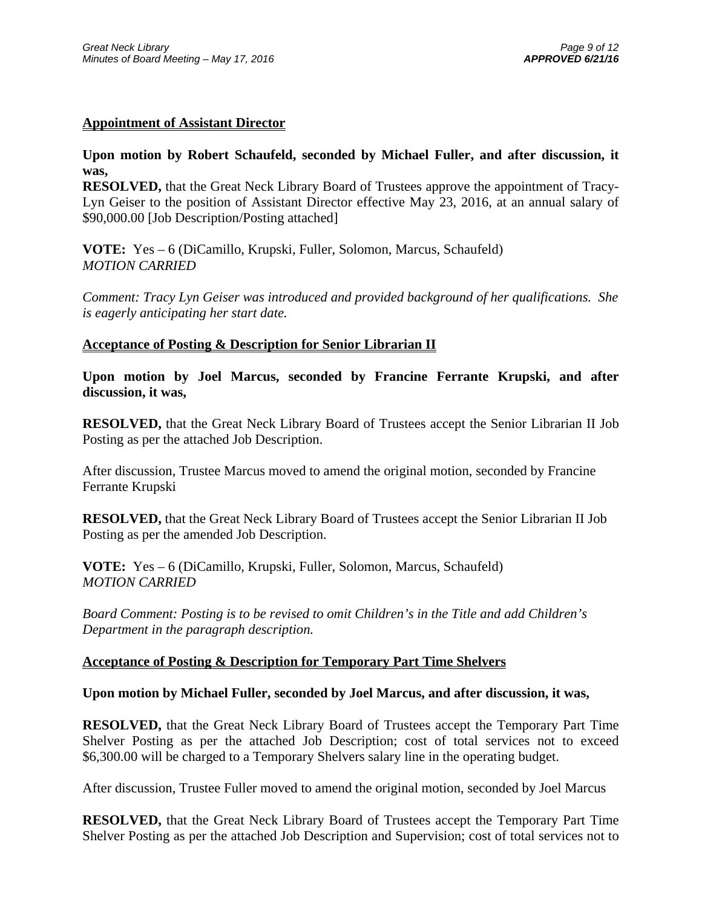## Appointment of Assistant Director

**Upon motion by Robert Schaufeld, seconded by Michael Fuller, and after discussion, it was,**

**RESOLVED,** that the Great Neck Library Board of Trustees approve the appointment of Tracy-Lyn Geiser to the position of Assistant Director effective May 23, 2016, at an annual salary of $90,000.00 [Job Description/Posting attached]

**VOTE:** Yes – 6 (DiCamillo, Krupski, Fuller, Solomon, Marcus, Schaufeld)
*MOTION CARRIED*

*Comment: Tracy Lyn Geiser was introduced and provided background of her qualifications. She is eagerly anticipating her start date.*

## Acceptance of Posting & Description for Senior Librarian II

**Upon motion by Joel Marcus, seconded by Francine Ferrante Krupski, and after discussion, it was,**

**RESOLVED,** that the Great Neck Library Board of Trustees accept the Senior Librarian II Job Posting as per the attached Job Description.

After discussion, Trustee Marcus moved to amend the original motion, seconded by Francine Ferrante Krupski

**RESOLVED,** that the Great Neck Library Board of Trustees accept the Senior Librarian II Job Posting as per the amended Job Description.

**VOTE:** Yes – 6 (DiCamillo, Krupski, Fuller, Solomon, Marcus, Schaufeld)
*MOTION CARRIED*

*Board Comment: Posting is to be revised to omit Children's in the Title and add Children's Department in the paragraph description.*

## Acceptance of Posting & Description for Temporary Part Time Shelvers

**Upon motion by Michael Fuller, seconded by Joel Marcus, and after discussion, it was,**

**RESOLVED,** that the Great Neck Library Board of Trustees accept the Temporary Part Time Shelver Posting as per the attached Job Description; cost of total services not to exceed $6,300.00 will be charged to a Temporary Shelvers salary line in the operating budget.

After discussion, Trustee Fuller moved to amend the original motion, seconded by Joel Marcus

**RESOLVED,** that the Great Neck Library Board of Trustees accept the Temporary Part Time Shelver Posting as per the attached Job Description and Supervision; cost of total services not to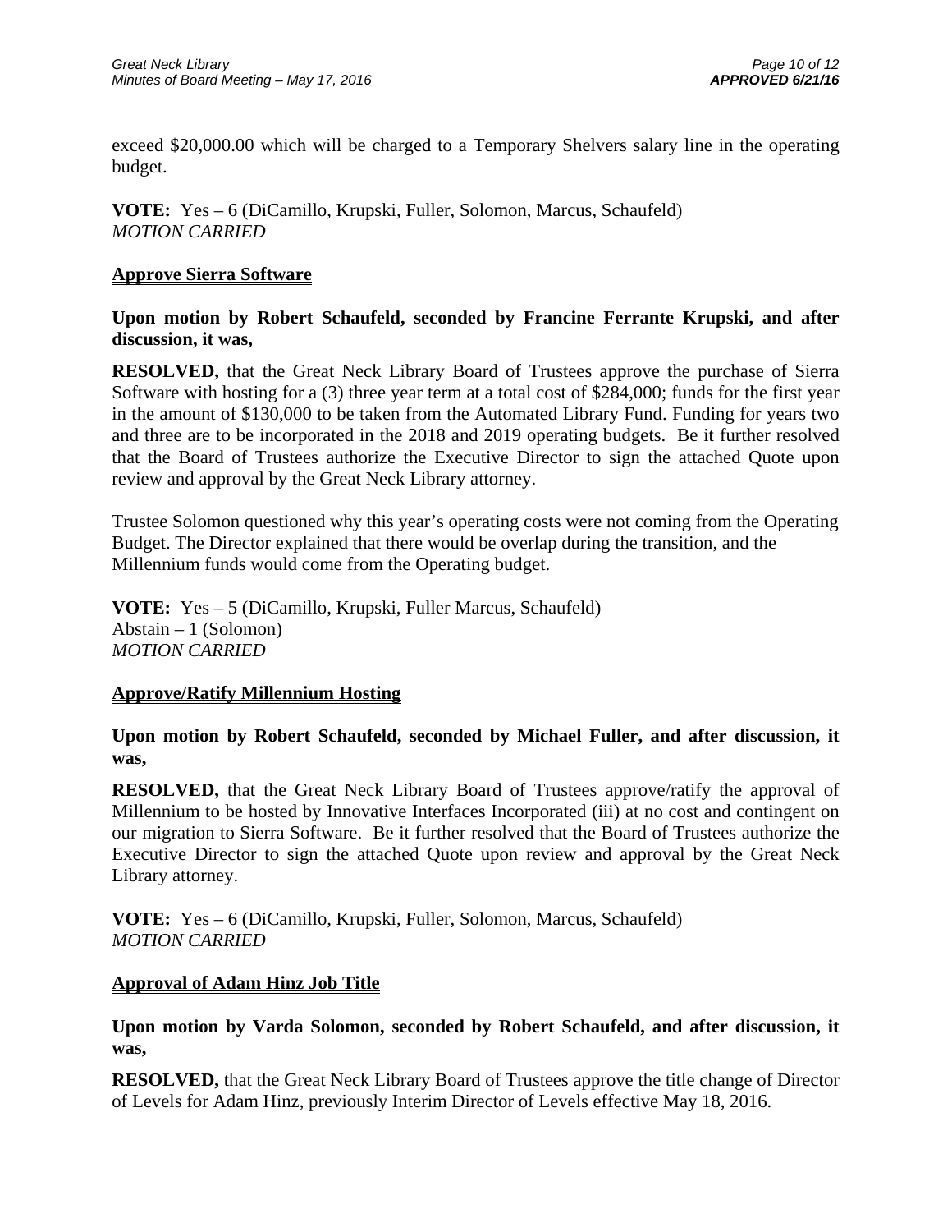exceed $20,000.00 which will be charged to a Temporary Shelvers salary line in the operating budget.

**VOTE:** Yes – 6 (DiCamillo, Krupski, Fuller, Solomon, Marcus, Schaufeld)
*MOTION CARRIED*

## Approve Sierra Software

**Upon motion by Robert Schaufeld, seconded by Francine Ferrante Krupski, and after discussion, it was,**

**RESOLVED,** that the Great Neck Library Board of Trustees approve the purchase of Sierra Software with hosting for a (3) three year term at a total cost of $284,000; funds for the first year in the amount of $130,000 to be taken from the Automated Library Fund. Funding for years two and three are to be incorporated in the 2018 and 2019 operating budgets. Be it further resolved that the Board of Trustees authorize the Executive Director to sign the attached Quote upon review and approval by the Great Neck Library attorney.

Trustee Solomon questioned why this year's operating costs were not coming from the Operating Budget. The Director explained that there would be overlap during the transition, and the Millennium funds would come from the Operating budget.

**VOTE:** Yes – 5 (DiCamillo, Krupski, Fuller Marcus, Schaufeld)
Abstain – 1 (Solomon)
*MOTION CARRIED*

## Approve/Ratify Millennium Hosting

**Upon motion by Robert Schaufeld, seconded by Michael Fuller, and after discussion, it was,**

**RESOLVED,** that the Great Neck Library Board of Trustees approve/ratify the approval of Millennium to be hosted by Innovative Interfaces Incorporated (iii) at no cost and contingent on our migration to Sierra Software. Be it further resolved that the Board of Trustees authorize the Executive Director to sign the attached Quote upon review and approval by the Great Neck Library attorney.

**VOTE:** Yes – 6 (DiCamillo, Krupski, Fuller, Solomon, Marcus, Schaufeld)
*MOTION CARRIED*

## Approval of Adam Hinz Job Title

**Upon motion by Varda Solomon, seconded by Robert Schaufeld, and after discussion, it was,**

**RESOLVED,** that the Great Neck Library Board of Trustees approve the title change of Director of Levels for Adam Hinz, previously Interim Director of Levels effective May 18, 2016.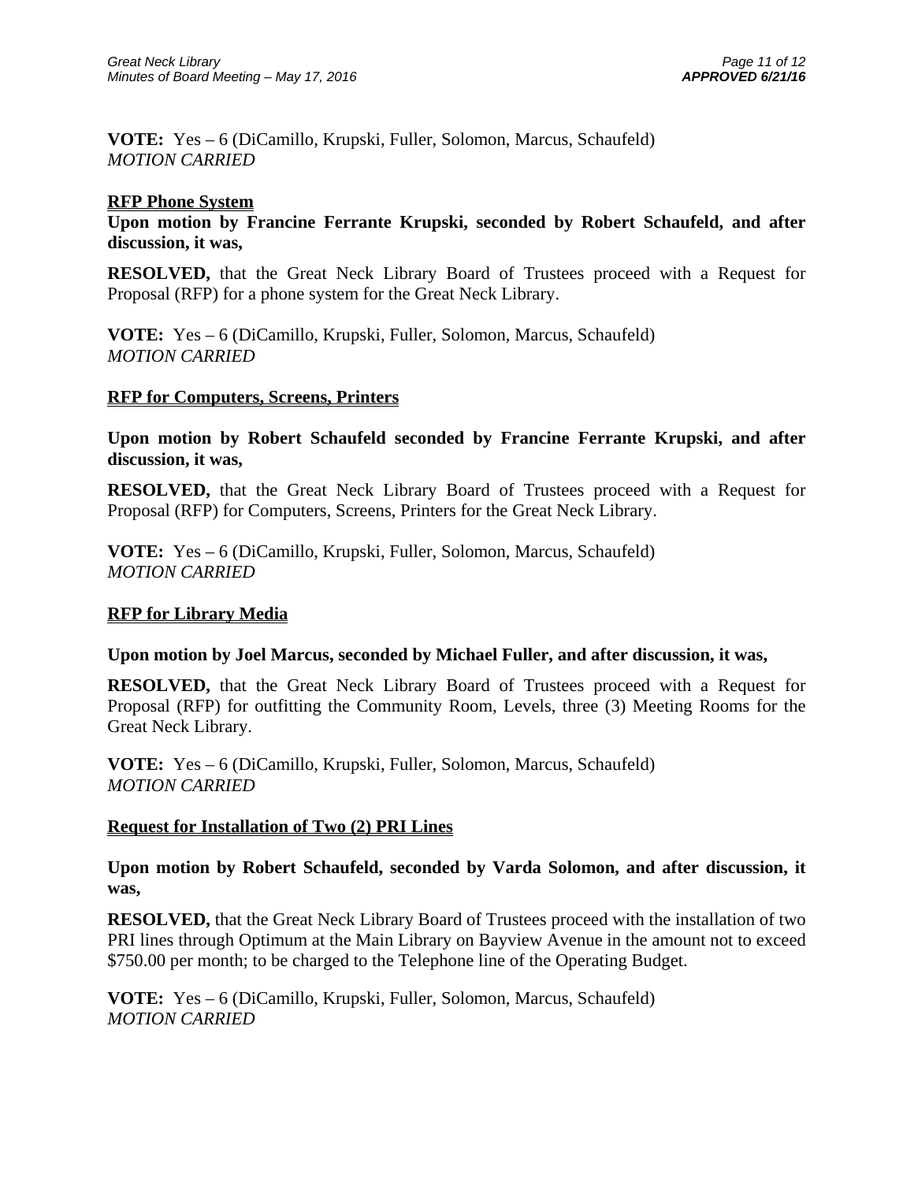**VOTE:** Yes – 6 (DiCamillo, Krupski, Fuller, Solomon, Marcus, Schaufeld)
*MOTION CARRIED*

**RFP Phone System**

**Upon motion by Francine Ferrante Krupski, seconded by Robert Schaufeld, and after discussion, it was,**

**RESOLVED,** that the Great Neck Library Board of Trustees proceed with a Request for Proposal (RFP) for a phone system for the Great Neck Library.

**VOTE:** Yes – 6 (DiCamillo, Krupski, Fuller, Solomon, Marcus, Schaufeld)
*MOTION CARRIED*

**RFP for Computers, Screens, Printers**

**Upon motion by Robert Schaufeld seconded by Francine Ferrante Krupski, and after discussion, it was,**

**RESOLVED,** that the Great Neck Library Board of Trustees proceed with a Request for Proposal (RFP) for Computers, Screens, Printers for the Great Neck Library.

**VOTE:** Yes – 6 (DiCamillo, Krupski, Fuller, Solomon, Marcus, Schaufeld)
*MOTION CARRIED*

**RFP for Library Media**

**Upon motion by Joel Marcus, seconded by Michael Fuller, and after discussion, it was,**

**RESOLVED,** that the Great Neck Library Board of Trustees proceed with a Request for Proposal (RFP) for outfitting the Community Room, Levels, three (3) Meeting Rooms for the Great Neck Library.

**VOTE:** Yes – 6 (DiCamillo, Krupski, Fuller, Solomon, Marcus, Schaufeld)
*MOTION CARRIED*

**Request for Installation of Two (2) PRI Lines**

**Upon motion by Robert Schaufeld, seconded by Varda Solomon, and after discussion, it was,**

**RESOLVED,** that the Great Neck Library Board of Trustees proceed with the installation of two PRI lines through Optimum at the Main Library on Bayview Avenue in the amount not to exceed $750.00 per month; to be charged to the Telephone line of the Operating Budget.

**VOTE:** Yes – 6 (DiCamillo, Krupski, Fuller, Solomon, Marcus, Schaufeld)
*MOTION CARRIED*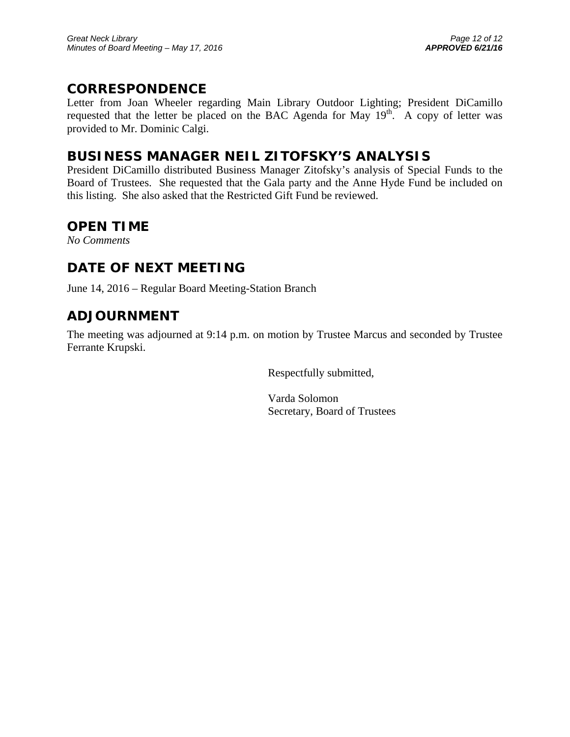## CORRESPONDENCE

Letter from Joan Wheeler regarding Main Library Outdoor Lighting; President DiCamillo requested that the letter be placed on the BAC Agenda for May 19th. A copy of letter was provided to Mr. Dominic Calgi.

## BUSINESS MANAGER NEIL ZITOFSKY'S ANALYSIS

President DiCamillo distributed Business Manager Zitofsky's analysis of Special Funds to the Board of Trustees. She requested that the Gala party and the Anne Hyde Fund be included on this listing. She also asked that the Restricted Gift Fund be reviewed.

## OPEN TIME

*No Comments*

## DATE OF NEXT MEETING

June 14, 2016 – Regular Board Meeting-Station Branch

## ADJOURNMENT

The meeting was adjourned at 9:14 p.m. on motion by Trustee Marcus and seconded by Trustee Ferrante Krupski.

Respectfully submitted,

Varda Solomon
Secretary, Board of Trustees